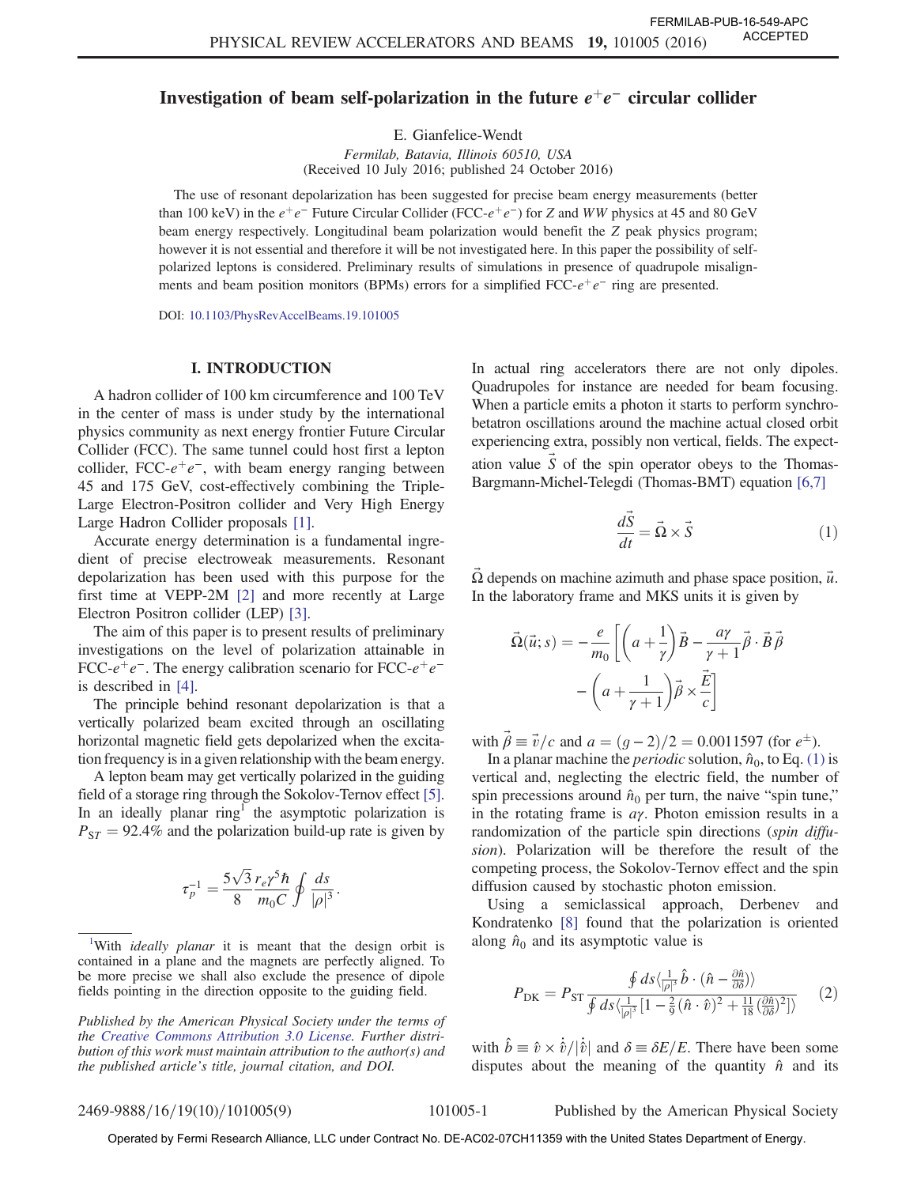# Investigation of beam self-polarization in the future $e^+e^-$ circular collider

E. Gianfelice-Wendt

*Fermilab, Batavia, Illinois 60510, USA*

(Received 10 July 2016; published 24 October 2016)

The use of resonant depolarization has been suggested for precise beam energy measurements (better than 100 keV) in the $e^+e^-$ Future Circular Collider (FCC-$e^+e^-$) for $Z$ and $WW$ physics at 45 and 80 GeV beam energy respectively. Longitudinal beam polarization would benefit the $Z$ peak physics program; however it is not essential and therefore it will be not investigated here. In this paper the possibility of self-polarized leptons is considered. Preliminary results of simulations in presence of quadrupole misalignments and beam position monitors (BPMs) errors for a simplified FCC-$e^+e^-$ ring are presented.

DOI: 10.1103/PhysRevAccelBeams.19.101005

## I. INTRODUCTION

A hadron collider of 100 km circumference and 100 TeV in the center of mass is under study by the international physics community as next energy frontier Future Circular Collider (FCC). The same tunnel could host first a lepton collider, FCC-$e^+e^-$, with beam energy ranging between 45 and 175 GeV, cost-effectively combining the Triple-Large Electron-Positron collider and Very High Energy Large Hadron Collider proposals [1].

Accurate energy determination is a fundamental ingredient of precise electroweak measurements. Resonant depolarization has been used with this purpose for the first time at VEPP-2M [2] and more recently at Large Electron Positron collider (LEP) [3].

The aim of this paper is to present results of preliminary investigations on the level of polarization attainable in FCC-$e^+e^-$. The energy calibration scenario for FCC-$e^+e^-$ is described in [4].

The principle behind resonant depolarization is that a vertically polarized beam excited through an oscillating horizontal magnetic field gets depolarized when the excitation frequency is in a given relationship with the beam energy.

A lepton beam may get vertically polarized in the guiding field of a storage ring through the Sokolov-Ternov effect [5]. In an ideally planar ring[1] the asymptotic polarization is $P_{ST} = 92.4\%$ and the polarization build-up rate is given by

$$\tau_p^{-1} = \frac{5\sqrt{3}}{8}\frac{r_e\gamma^5\hbar}{m_0 C}\oint\frac{ds}{|\rho|^3}.$$

In actual ring accelerators there are not only dipoles. Quadrupoles for instance are needed for beam focusing. When a particle emits a photon it starts to perform synchro-betatron oscillations around the machine actual closed orbit experiencing extra, possibly non vertical, fields. The expectation value $\vec{S}$ of the spin operator obeys to the Thomas-Bargmann-Michel-Telegdi (Thomas-BMT) equation [6,7]

$$\frac{d\vec{S}}{dt} = \vec{\Omega}\times\vec{S} \tag{1}$$

$\vec{\Omega}$ depends on machine azimuth and phase space position, $\vec{u}$. In the laboratory frame and MKS units it is given by

$$\vec{\Omega}(\vec{u};s) = -\frac{e}{m_0}\left[\left(a+\frac{1}{\gamma}\right)\vec{B} - \frac{a\gamma}{\gamma+1}\vec{\beta}\cdot\vec{B}\,\vec{\beta} - \left(a+\frac{1}{\gamma+1}\right)\vec{\beta}\times\frac{\vec{E}}{c}\right]$$

with $\vec{\beta} \equiv \vec{v}/c$ and $a = (g-2)/2 = 0.0011597$ (for $e^{\pm}$).

In a planar machine the *periodic* solution, $\hat{n}_0$, to Eq. (1) is vertical and, neglecting the electric field, the number of spin precessions around $\hat{n}_0$ per turn, the naive "spin tune," in the rotating frame is $a\gamma$. Photon emission results in a randomization of the particle spin directions (*spin diffusion*). Polarization will be therefore the result of the competing process, the Sokolov-Ternov effect and the spin diffusion caused by stochastic photon emission.

Using a semiclassical approach, Derbenev and Kondratenko [8] found that the polarization is oriented along $\hat{n}_0$ and its asymptotic value is

$$P_{\rm DK} = P_{\rm ST}\frac{\oint ds\langle\frac{1}{|\rho|^3}\hat{b}\cdot(\hat{n}-\frac{\partial\hat{n}}{\partial\delta})\rangle}{\oint ds\langle\frac{1}{|\rho|^3}[1-\frac{2}{9}(\hat{n}\cdot\hat{v})^2+\frac{11}{18}(\frac{\partial\hat{n}}{\partial\delta})^2]\rangle} \tag{2}$$

with $\hat{b} \equiv \hat{v}\times\dot{\hat{v}}/|\dot{\hat{v}}|$ and $\delta \equiv \delta E/E$. There have been some disputes about the meaning of the quantity $\hat{n}$ and its

---

[1] With *ideally planar* it is meant that the design orbit is contained in a plane and the magnets are perfectly aligned. To be more precise we shall also exclude the presence of dipole fields pointing in the direction opposite to the guiding field.

*Published by the American Physical Society under the terms of the Creative Commons Attribution 3.0 License. Further distribution of this work must maintain attribution to the author(s) and the published article's title, journal citation, and DOI.*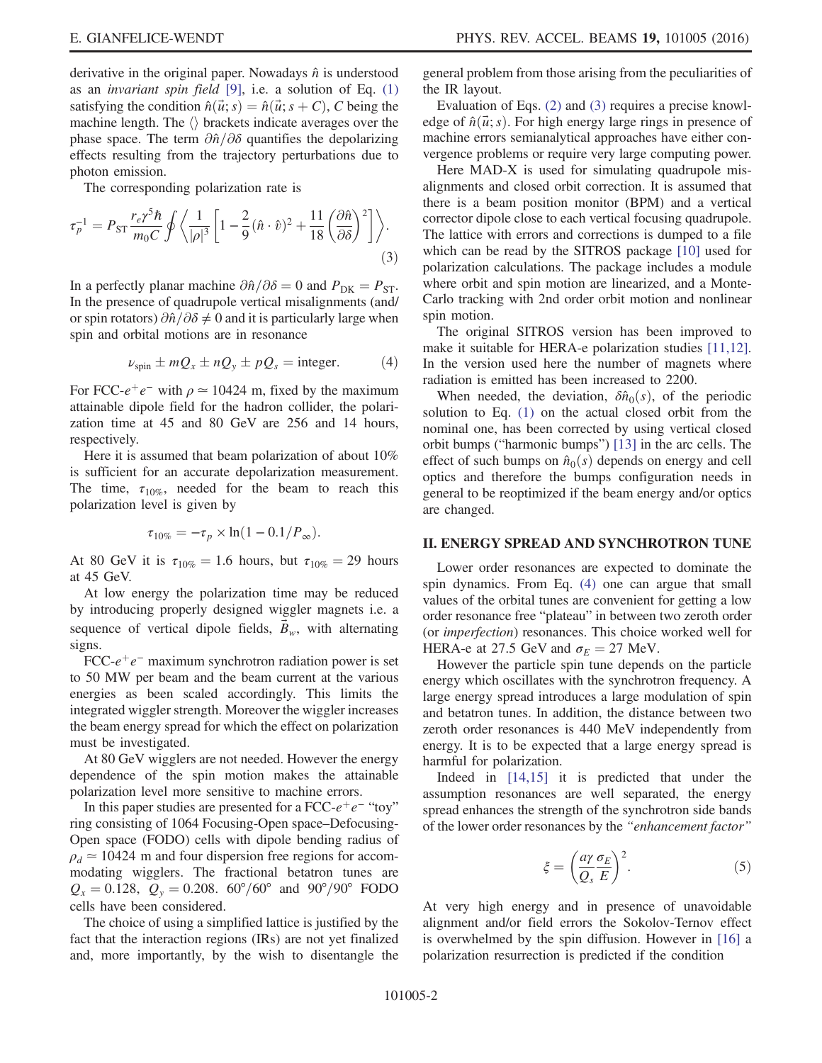derivative in the original paper. Nowadays $\hat{n}$ is understood as an *invariant spin field* [9], i.e. a solution of Eq. (1) satisfying the condition $\hat{n}(\vec{u};s) = \hat{n}(\vec{u};s+C)$, $C$ being the machine length. The $\langle\rangle$ brackets indicate averages over the phase space. The term $\partial\hat{n}/\partial\delta$ quantifies the depolarizing effects resulting from the trajectory perturbations due to photon emission.

The corresponding polarization rate is

$$\tau_p^{-1} = P_{\rm ST}\frac{r_e\gamma^5\hbar}{m_0 C}\oint\left\langle\frac{1}{|\rho|^3}\left[1-\frac{2}{9}(\hat{n}\cdot\hat{v})^2+\frac{11}{18}\left(\frac{\partial\hat{n}}{\partial\delta}\right)^2\right]\right\rangle. \quad (3)$$

In a perfectly planar machine $\partial\hat{n}/\partial\delta = 0$ and $P_{\rm DK} = P_{\rm ST}$. In the presence of quadrupole vertical misalignments (and/or spin rotators) $\partial\hat{n}/\partial\delta \neq 0$ and it is particularly large when spin and orbital motions are in resonance

$$\nu_{\rm spin} \pm mQ_x \pm nQ_y \pm pQ_s = \text{integer}. \quad (4)$$

For FCC-$e^+e^-$ with $\rho \simeq 10424$ m, fixed by the maximum attainable dipole field for the hadron collider, the polarization time at 45 and 80 GeV are 256 and 14 hours, respectively.

Here it is assumed that beam polarization of about 10% is sufficient for an accurate depolarization measurement. The time, $\tau_{10\%}$, needed for the beam to reach this polarization level is given by

$$\tau_{10\%} = -\tau_p \times \ln(1 - 0.1/P_\infty).$$

At 80 GeV it is $\tau_{10\%} = 1.6$ hours, but $\tau_{10\%} = 29$ hours at 45 GeV.

At low energy the polarization time may be reduced by introducing properly designed wiggler magnets i.e. a sequence of vertical dipole fields, $\vec{B}_w$, with alternating signs.

FCC-$e^+e^-$ maximum synchrotron radiation power is set to 50 MW per beam and the beam current at the various energies as been scaled accordingly. This limits the integrated wiggler strength. Moreover the wiggler increases the beam energy spread for which the effect on polarization must be investigated.

At 80 GeV wigglers are not needed. However the energy dependence of the spin motion makes the attainable polarization level more sensitive to machine errors.

In this paper studies are presented for a FCC-$e^+e^-$ "toy" ring consisting of 1064 Focusing-Open space–Defocusing-Open space (FODO) cells with dipole bending radius of $\rho_d \simeq 10424$ m and four dispersion free regions for accommodating wigglers. The fractional betatron tunes are $Q_x = 0.128$, $Q_y = 0.208$. 60°/60° and 90°/90° FODO cells have been considered.

The choice of using a simplified lattice is justified by the fact that the interaction regions (IRs) are not yet finalized and, more importantly, by the wish to disentangle the general problem from those arising from the peculiarities of the IR layout.

Evaluation of Eqs. (2) and (3) requires a precise knowledge of $\hat{n}(\vec{u};s)$. For high energy large rings in presence of machine errors semianalytical approaches have either convergence problems or require very large computing power.

Here MAD-X is used for simulating quadrupole misalignments and closed orbit correction. It is assumed that there is a beam position monitor (BPM) and a vertical corrector dipole close to each vertical focusing quadrupole. The lattice with errors and corrections is dumped to a file which can be read by the SITROS package [10] used for polarization calculations. The package includes a module where orbit and spin motion are linearized, and a Monte-Carlo tracking with 2nd order orbit motion and nonlinear spin motion.

The original SITROS version has been improved to make it suitable for HERA-e polarization studies [11,12]. In the version used here the number of magnets where radiation is emitted has been increased to 2200.

When needed, the deviation, $\delta\hat{n}_0(s)$, of the periodic solution to Eq. (1) on the actual closed orbit from the nominal one, has been corrected by using vertical closed orbit bumps ("harmonic bumps") [13] in the arc cells. The effect of such bumps on $\hat{n}_0(s)$ depends on energy and cell optics and therefore the bumps configuration needs in general to be reoptimized if the beam energy and/or optics are changed.

## II. ENERGY SPREAD AND SYNCHROTRON TUNE

Lower order resonances are expected to dominate the spin dynamics. From Eq. (4) one can argue that small values of the orbital tunes are convenient for getting a low order resonance free "plateau" in between two zeroth order (or *imperfection*) resonances. This choice worked well for HERA-e at 27.5 GeV and $\sigma_E = 27$ MeV.

However the particle spin tune depends on the particle energy which oscillates with the synchrotron frequency. A large energy spread introduces a large modulation of spin and betatron tunes. In addition, the distance between two zeroth order resonances is 440 MeV independently from energy. It is to be expected that a large energy spread is harmful for polarization.

Indeed in [14,15] it is predicted that under the assumption resonances are well separated, the energy spread enhances the strength of the synchrotron side bands of the lower order resonances by the *"enhancement factor"*

$$\xi = \left(\frac{a\gamma}{Q_s}\frac{\sigma_E}{E}\right)^2. \quad (5)$$

At very high energy and in presence of unavoidable alignment and/or field errors the Sokolov-Ternov effect is overwhelmed by the spin diffusion. However in [16] a polarization resurrection is predicted if the condition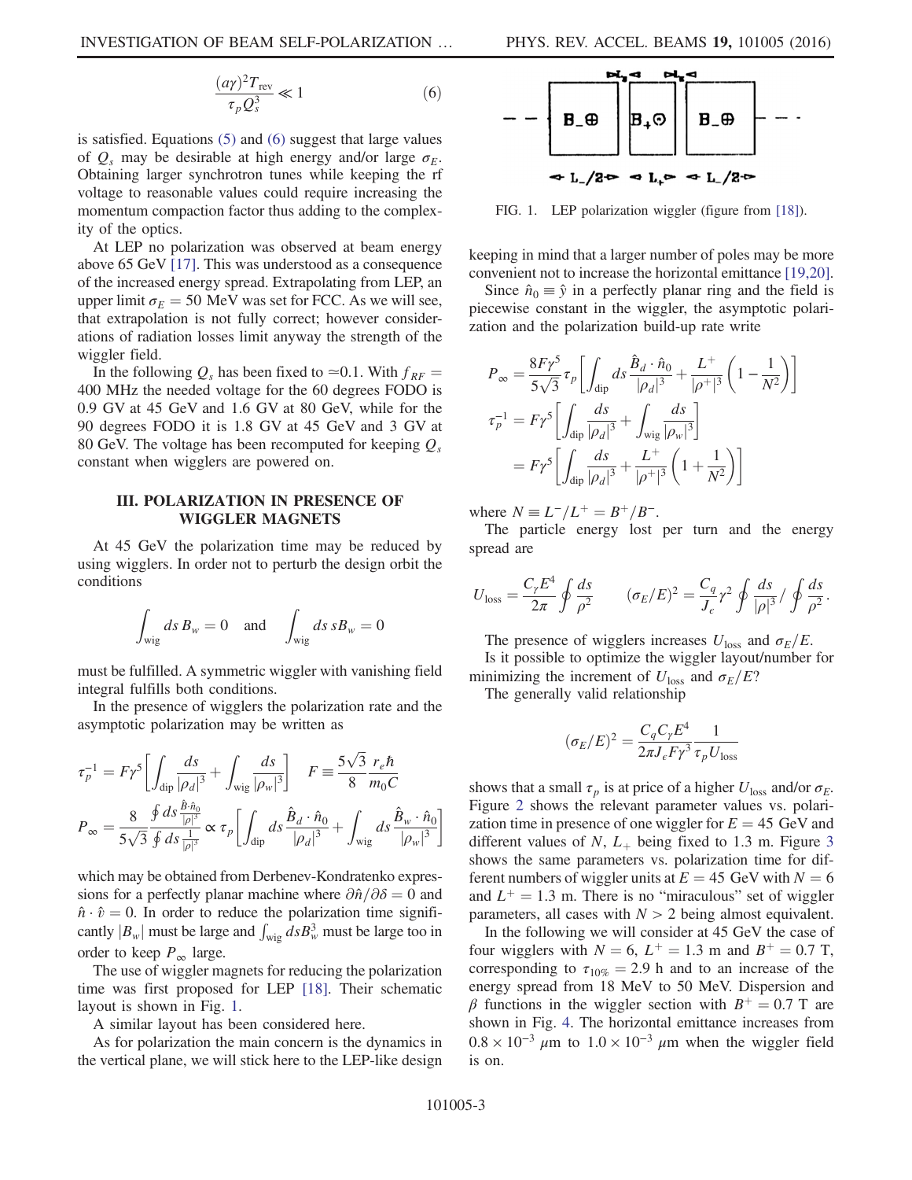$$\frac{(a\gamma)^2 T_{\rm rev}}{\tau_p Q_s^3} \ll 1 \qquad (6)$$

is satisfied. Equations (5) and (6) suggest that large values of $Q_s$ may be desirable at high energy and/or large $\sigma_E$. Obtaining larger synchrotron tunes while keeping the rf voltage to reasonable values could require increasing the momentum compaction factor thus adding to the complexity of the optics.

At LEP no polarization was observed at beam energy above 65 GeV [17]. This was understood as a consequence of the increased energy spread. Extrapolating from LEP, an upper limit $\sigma_E = 50$ MeV was set for FCC. As we will see, that extrapolation is not fully correct; however considerations of radiation losses limit anyway the strength of the wiggler field.

In the following $Q_s$ has been fixed to $\simeq 0.1$. With $f_{RF} = 400$ MHz the needed voltage for the 60 degrees FODO is 0.9 GV at 45 GeV and 1.6 GV at 80 GeV, while for the 90 degrees FODO it is 1.8 GV at 45 GeV and 3 GV at 80 GeV. The voltage has been recomputed for keeping $Q_s$ constant when wigglers are powered on.

## III. POLARIZATION IN PRESENCE OF WIGGLER MAGNETS

At 45 GeV the polarization time may be reduced by using wigglers. In order not to perturb the design orbit the conditions

$$\int_{\rm wig} ds\, B_w = 0 \quad \text{and} \quad \int_{\rm wig} ds\, s B_w = 0$$

must be fulfilled. A symmetric wiggler with vanishing field integral fulfills both conditions.

In the presence of wigglers the polarization rate and the asymptotic polarization may be written as

$$\tau_p^{-1} = F\gamma^5 \left[\int_{\rm dip} \frac{ds}{|\rho_d|^3} + \int_{\rm wig} \frac{ds}{|\rho_w|^3}\right] \quad F \equiv \frac{5\sqrt{3}}{8}\frac{r_e \hbar}{m_0 C}$$

$$P_\infty = \frac{8}{5\sqrt{3}} \frac{\oint ds \frac{\hat{B}\cdot\hat{n}_0}{|\rho|^3}}{\oint ds \frac{1}{|\rho|^3}} \propto \tau_p \left[\int_{\rm dip} ds \frac{\hat{B}_d \cdot \hat{n}_0}{|\rho_d|^3} + \int_{\rm wig} ds \frac{\hat{B}_w \cdot \hat{n}_0}{|\rho_w|^3}\right]$$

which may be obtained from Derbenev-Kondratenko expressions for a perfectly planar machine where $\partial \hat{n}/\partial \delta = 0$ and $\hat{n}\cdot\hat{v} = 0$. In order to reduce the polarization time significantly $|B_w|$ must be large and $\int_{\rm wig} ds B_w^3$ must be large too in order to keep $P_\infty$ large.

The use of wiggler magnets for reducing the polarization time was first proposed for LEP [18]. Their schematic layout is shown in Fig. 1.

A similar layout has been considered here.

As for polarization the main concern is the dynamics in the vertical plane, we will stick here to the LEP-like design

FIG. 1. LEP polarization wiggler (figure from [18]).

keeping in mind that a larger number of poles may be more convenient not to increase the horizontal emittance [19,20].

Since $\hat{n}_0 \equiv \hat{y}$ in a perfectly planar ring and the field is piecewise constant in the wiggler, the asymptotic polarization and the polarization build-up rate write

$$P_\infty = \frac{8F\gamma^5}{5\sqrt{3}}\tau_p \left[\int_{\rm dip} ds \frac{\hat{B}_d \cdot \hat{n}_0}{|\rho_d|^3} + \frac{L^+}{|\rho^+|^3}\left(1 - \frac{1}{N^2}\right)\right]$$

$$\tau_p^{-1} = F\gamma^5 \left[\int_{\rm dip} \frac{ds}{|\rho_d|^3} + \int_{\rm wig} \frac{ds}{|\rho_w|^3}\right] = F\gamma^5 \left[\int_{\rm dip} \frac{ds}{|\rho_d|^3} + \frac{L^+}{|\rho^+|^3}\left(1 + \frac{1}{N^2}\right)\right]$$

where $N \equiv L^-/L^+ = B^+/B^-$.

The particle energy lost per turn and the energy spread are

$$U_{\rm loss} = \frac{C_\gamma E^4}{2\pi} \oint \frac{ds}{\rho^2} \qquad (\sigma_E/E)^2 = \frac{C_q}{J_\epsilon}\gamma^2 \oint \frac{ds}{|\rho|^3} \Big/ \oint \frac{ds}{\rho^2}.$$

The presence of wigglers increases $U_{\rm loss}$ and $\sigma_E/E$.

Is it possible to optimize the wiggler layout/number for minimizing the increment of $U_{\rm loss}$ and $\sigma_E/E$?

The generally valid relationship

$$(\sigma_E/E)^2 = \frac{C_q C_\gamma E^4}{2\pi J_\epsilon F \gamma^3} \frac{1}{\tau_p U_{\rm loss}}$$

shows that a small $\tau_p$ is at price of a higher $U_{\rm loss}$ and/or $\sigma_E$. Figure 2 shows the relevant parameter values vs. polarization time in presence of one wiggler for $E = 45$ GeV and different values of $N$, $L_+$ being fixed to 1.3 m. Figure 3 shows the same parameters vs. polarization time for different numbers of wiggler units at $E = 45$ GeV with $N = 6$ and $L^+ = 1.3$ m. There is no "miraculous" set of wiggler parameters, all cases with $N > 2$ being almost equivalent.

In the following we will consider at 45 GeV the case of four wigglers with $N = 6$, $L^+ = 1.3$ m and $B^+ = 0.7$ T, corresponding to $\tau_{10\%} = 2.9$ h and to an increase of the energy spread from 18 MeV to 50 MeV. Dispersion and $\beta$ functions in the wiggler section with $B^+ = 0.7$ T are shown in Fig. 4. The horizontal emittance increases from $0.8 \times 10^{-3}$ $\mu$m to $1.0 \times 10^{-3}$ $\mu$m when the wiggler field is on.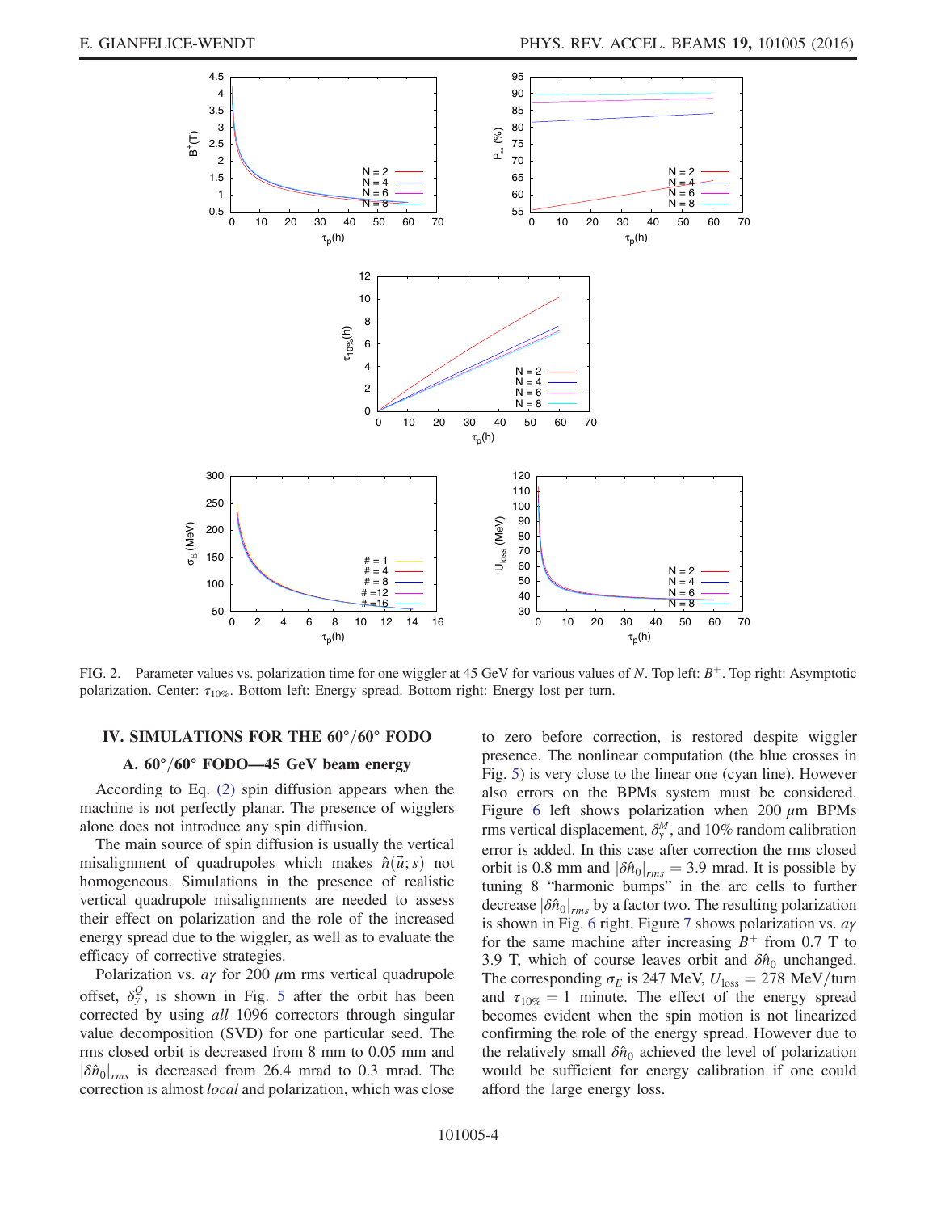FIG. 2. Parameter values vs. polarization time for one wiggler at 45 GeV for various values of $N$. Top left: $B^+$. Top right: Asymptotic polarization. Center: $\tau_{10\%}$. Bottom left: Energy spread. Bottom right: Energy lost per turn.

## IV. SIMULATIONS FOR THE 60°/60° FODO

### A. 60°/60° FODO—45 GeV beam energy

According to Eq. (2) spin diffusion appears when the machine is not perfectly planar. The presence of wigglers alone does not introduce any spin diffusion.

The main source of spin diffusion is usually the vertical misalignment of quadrupoles which makes $\hat{n}(\vec{u}; s)$ not homogeneous. Simulations in the presence of realistic vertical quadrupole misalignments are needed to assess their effect on polarization and the role of the increased energy spread due to the wiggler, as well as to evaluate the efficacy of corrective strategies.

Polarization vs. $a\gamma$ for 200 $\mu$m rms vertical quadrupole offset, $\delta_y^Q$, is shown in Fig. 5 after the orbit has been corrected by using *all* 1096 correctors through singular value decomposition (SVD) for one particular seed. The rms closed orbit is decreased from 8 mm to 0.05 mm and $|\delta\hat{n}_0|_{rms}$ is decreased from 26.4 mrad to 0.3 mrad. The correction is almost *local* and polarization, which was close to zero before correction, is restored despite wiggler presence. The nonlinear computation (the blue crosses in Fig. 5) is very close to the linear one (cyan line). However also errors on the BPMs system must be considered. Figure 6 left shows polarization when 200 $\mu$m BPMs rms vertical displacement, $\delta_y^M$, and 10% random calibration error is added. In this case after correction the rms closed orbit is 0.8 mm and $|\delta\hat{n}_0|_{rms} = 3.9$ mrad. It is possible by tuning 8 "harmonic bumps" in the arc cells to further decrease $|\delta\hat{n}_0|_{rms}$ by a factor two. The resulting polarization is shown in Fig. 6 right. Figure 7 shows polarization vs. $a\gamma$ for the same machine after increasing $B^+$ from 0.7 T to 3.9 T, which of course leaves orbit and $\delta\hat{n}_0$ unchanged. The corresponding $\sigma_E$ is 247 MeV, $U_{\rm loss} = 278$ MeV/turn and $\tau_{10\%} = 1$ minute. The effect of the energy spread becomes evident when the spin motion is not linearized confirming the role of the energy spread. However due to the relatively small $\delta\hat{n}_0$ achieved the level of polarization would be sufficient for energy calibration if one could afford the large energy loss.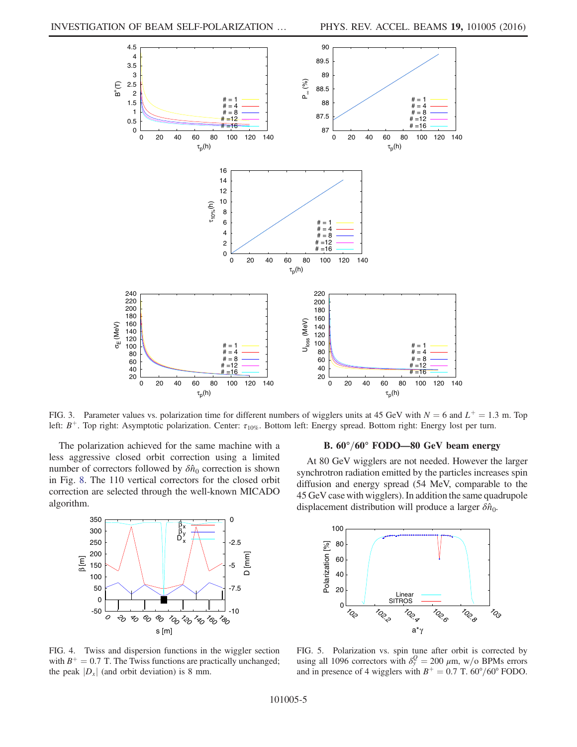FIG. 3. Parameter values vs. polarization time for different numbers of wigglers units at 45 GeV with $N = 6$ and $L^+ = 1.3$ m. Top left: $B^+$. Top right: Asymptotic polarization. Center: $\tau_{10\%}$. Bottom left: Energy spread. Bottom right: Energy lost per turn.

The polarization achieved for the same machine with a less aggressive closed orbit correction using a limited number of correctors followed by $\delta\hat{n}_0$ correction is shown in Fig. 8. The 110 vertical correctors for the closed orbit correction are selected through the well-known MICADO algorithm.

FIG. 4. Twiss and dispersion functions in the wiggler section with $B^+ = 0.7$ T. The Twiss functions are practically unchanged; the peak $|D_x|$ (and orbit deviation) is 8 mm.

### B. 60°/60° FODO—80 GeV beam energy

At 80 GeV wigglers are not needed. However the larger synchrotron radiation emitted by the particles increases spin diffusion and energy spread (54 MeV, comparable to the 45 GeV case with wigglers). In addition the same quadrupole displacement distribution will produce a larger $\delta\hat{n}_0$.

FIG. 5. Polarization vs. spin tune after orbit is corrected by using all 1096 correctors with $\delta_y^Q = 200$ μm, w/o BPMs errors and in presence of 4 wigglers with $B^+ = 0.7$ T. 60°/60° FODO.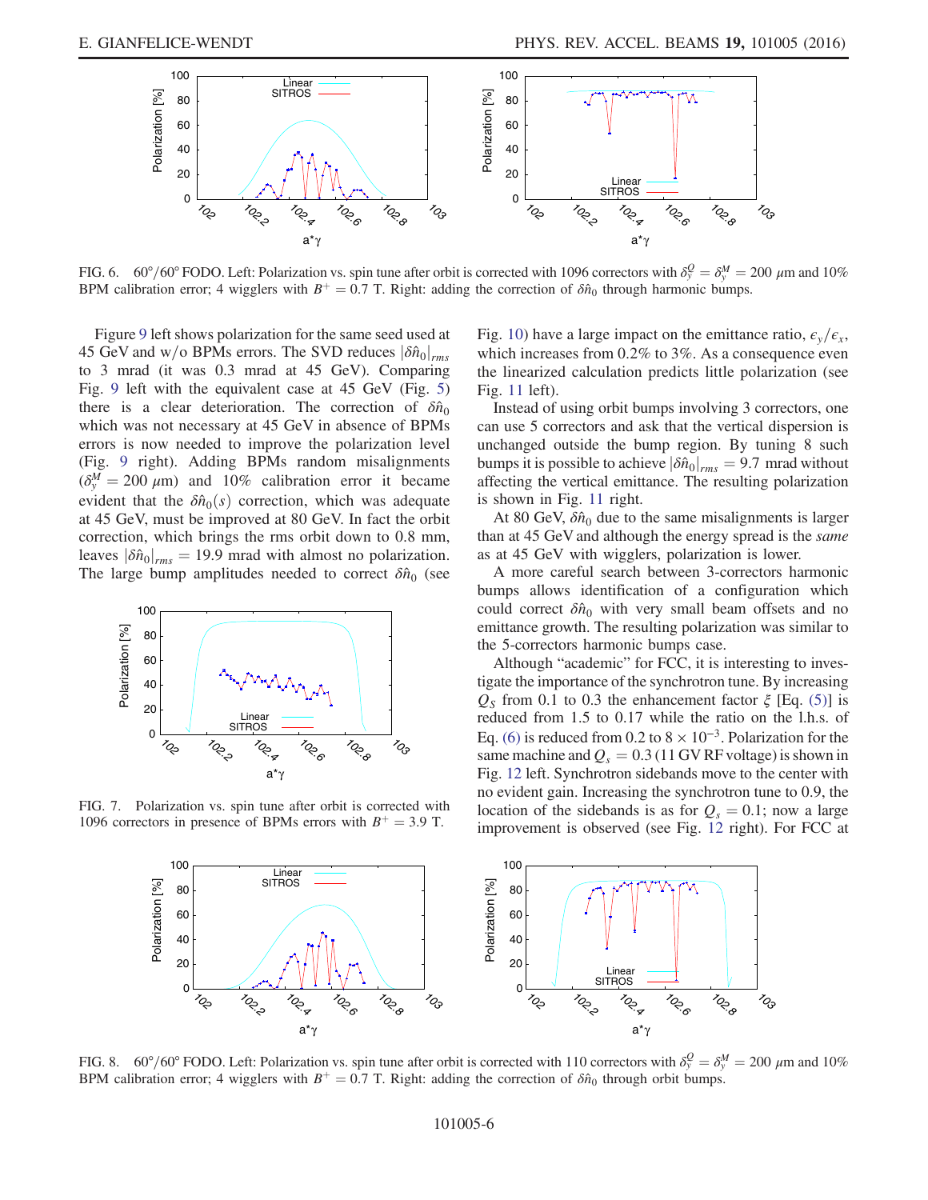FIG. 6. $60°/60°$ FODO. Left: Polarization vs. spin tune after orbit is corrected with 1096 correctors with $\delta_y^Q = \delta_y^M = 200$ $\mu$m and 10% BPM calibration error; 4 wigglers with $B^+ = 0.7$ T. Right: adding the correction of $\delta\hat{n}_0$ through harmonic bumps.

Figure 9 left shows polarization for the same seed used at 45 GeV and w/o BPMs errors. The SVD reduces $|\delta\hat{n}_0|_{rms}$ to 3 mrad (it was 0.3 mrad at 45 GeV). Comparing Fig. 9 left with the equivalent case at 45 GeV (Fig. 5) there is a clear deterioration. The correction of $\delta\hat{n}_0$ which was not necessary at 45 GeV in absence of BPMs errors is now needed to improve the polarization level (Fig. 9 right). Adding BPMs random misalignments ($\delta_y^M = 200$ $\mu$m) and 10% calibration error it became evident that the $\delta\hat{n}_0(s)$ correction, which was adequate at 45 GeV, must be improved at 80 GeV. In fact the orbit correction, which brings the rms orbit down to 0.8 mm, leaves $|\delta\hat{n}_0|_{rms} = 19.9$ mrad with almost no polarization. The large bump amplitudes needed to correct $\delta\hat{n}_0$ (see Fig. 10) have a large impact on the emittance ratio, $\epsilon_y/\epsilon_x$, which increases from 0.2% to 3%. As a consequence even the linearized calculation predicts little polarization (see Fig. 11 left).

FIG. 7. Polarization vs. spin tune after orbit is corrected with 1096 correctors in presence of BPMs errors with $B^+ = 3.9$ T.

Instead of using orbit bumps involving 3 correctors, one can use 5 correctors and ask that the vertical dispersion is unchanged outside the bump region. By tuning 8 such bumps it is possible to achieve $|\delta\hat{n}_0|_{rms} = 9.7$ mrad without affecting the vertical emittance. The resulting polarization is shown in Fig. 11 right.

At 80 GeV, $\delta\hat{n}_0$ due to the same misalignments is larger than at 45 GeV and although the energy spread is the *same* as at 45 GeV with wigglers, polarization is lower.

A more careful search between 3-correctors harmonic bumps allows identification of a configuration which could correct $\delta\hat{n}_0$ with very small beam offsets and no emittance growth. The resulting polarization was similar to the 5-correctors harmonic bumps case.

Although "academic" for FCC, it is interesting to investigate the importance of the synchrotron tune. By increasing $Q_S$ from 0.1 to 0.3 the enhancement factor $\xi$ [Eq. (5)] is reduced from 1.5 to 0.17 while the ratio on the l.h.s. of Eq. (6) is reduced from 0.2 to $8 \times 10^{-3}$. Polarization for the same machine and $Q_s = 0.3$ (11 GV RF voltage) is shown in Fig. 12 left. Synchrotron sidebands move to the center with no evident gain. Increasing the synchrotron tune to 0.9, the location of the sidebands is as for $Q_s = 0.1$; now a large improvement is observed (see Fig. 12 right). For FCC at

FIG. 8. $60°/60°$ FODO. Left: Polarization vs. spin tune after orbit is corrected with 110 correctors with $\delta_y^Q = \delta_y^M = 200$ $\mu$m and 10% BPM calibration error; 4 wigglers with $B^+ = 0.7$ T. Right: adding the correction of $\delta\hat{n}_0$ through orbit bumps.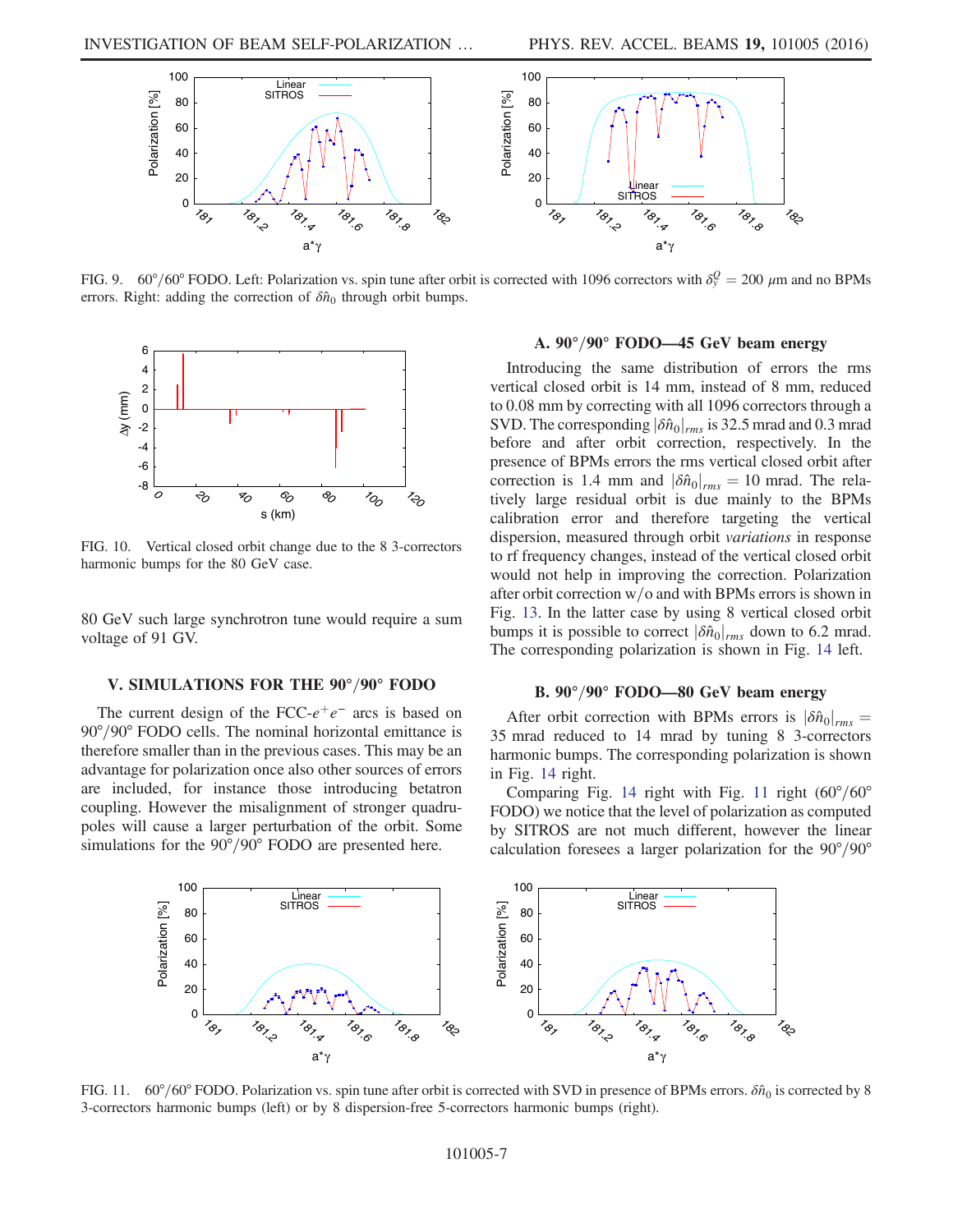FIG. 9. 60°/60° FODO. Left: Polarization vs. spin tune after orbit is corrected with 1096 correctors with $\delta_y^Q = 200$ μm and no BPMs errors. Right: adding the correction of $\delta\hat{n}_0$ through orbit bumps.

FIG. 10. Vertical closed orbit change due to the 8 3-correctors harmonic bumps for the 80 GeV case.

80 GeV such large synchrotron tune would require a sum voltage of 91 GV.

## V. SIMULATIONS FOR THE 90°/90° FODO

The current design of the FCC-$e^+e^-$ arcs is based on 90°/90° FODO cells. The nominal horizontal emittance is therefore smaller than in the previous cases. This may be an advantage for polarization once also other sources of errors are included, for instance those introducing betatron coupling. However the misalignment of stronger quadrupoles will cause a larger perturbation of the orbit. Some simulations for the 90°/90° FODO are presented here.

### A. 90°/90° FODO—45 GeV beam energy

Introducing the same distribution of errors the rms vertical closed orbit is 14 mm, instead of 8 mm, reduced to 0.08 mm by correcting with all 1096 correctors through a SVD. The corresponding $|\delta\hat{n}_0|_{rms}$ is 32.5 mrad and 0.3 mrad before and after orbit correction, respectively. In the presence of BPMs errors the rms vertical closed orbit after correction is 1.4 mm and $|\delta\hat{n}_0|_{rms} = 10$ mrad. The relatively large residual orbit is due mainly to the BPMs calibration error and therefore targeting the vertical dispersion, measured through orbit *variations* in response to rf frequency changes, instead of the vertical closed orbit would not help in improving the correction. Polarization after orbit correction w/o and with BPMs errors is shown in Fig. 13. In the latter case by using 8 vertical closed orbit bumps it is possible to correct $|\delta\hat{n}_0|_{rms}$ down to 6.2 mrad. The corresponding polarization is shown in Fig. 14 left.

### B. 90°/90° FODO—80 GeV beam energy

After orbit correction with BPMs errors is $|\delta\hat{n}_0|_{rms} = 35$ mrad reduced to 14 mrad by tuning 8 3-correctors harmonic bumps. The corresponding polarization is shown in Fig. 14 right.

Comparing Fig. 14 right with Fig. 11 right (60°/60° FODO) we notice that the level of polarization as computed by SITROS are not much different, however the linear calculation foresees a larger polarization for the 90°/90°

FIG. 11. 60°/60° FODO. Polarization vs. spin tune after orbit is corrected with SVD in presence of BPMs errors. $\delta\hat{n}_0$ is corrected by 8 3-correctors harmonic bumps (left) or by 8 dispersion-free 5-correctors harmonic bumps (right).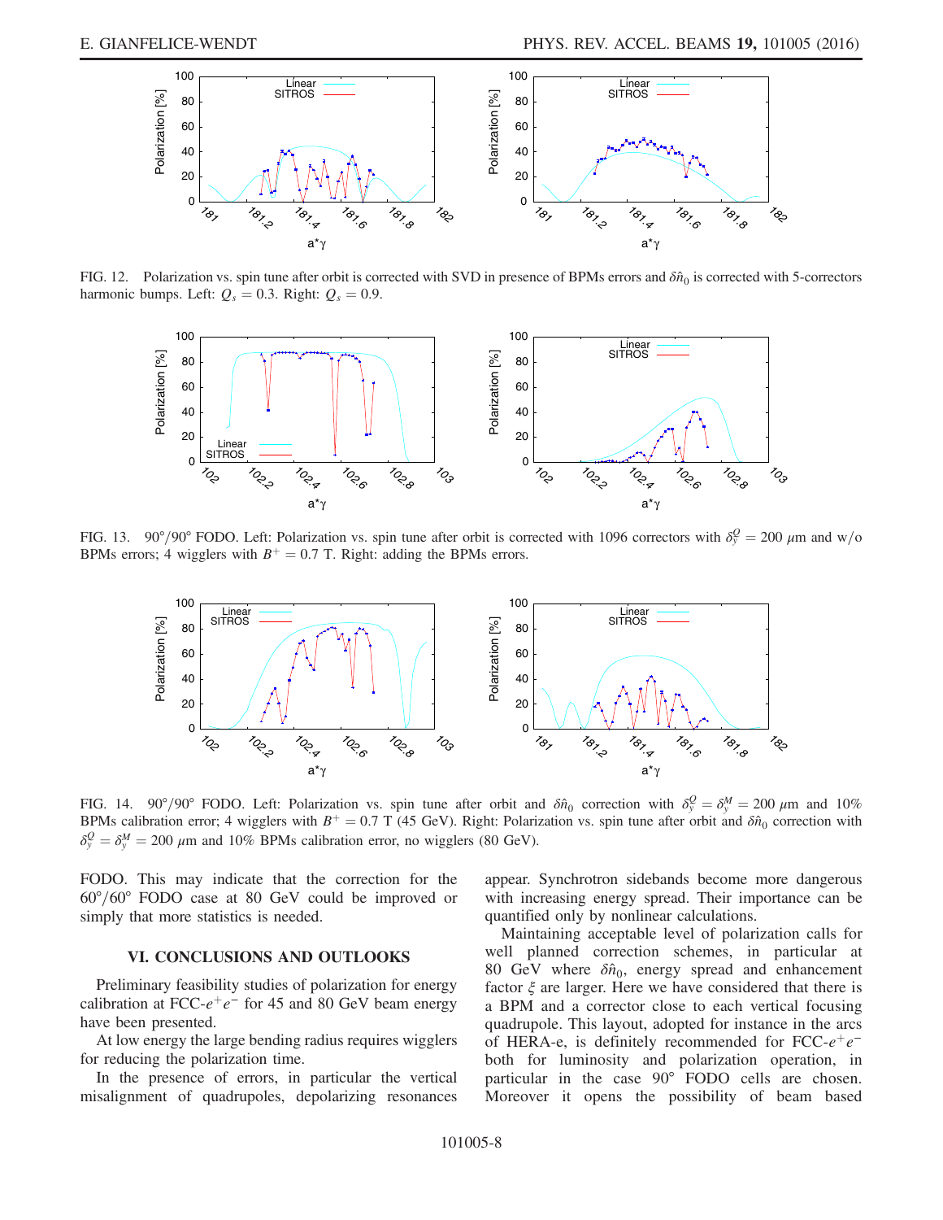FIG. 12. Polarization vs. spin tune after orbit is corrected with SVD in presence of BPMs errors and $\delta\hat{n}_0$ is corrected with 5-correctors harmonic bumps. Left: $Q_s = 0.3$. Right: $Q_s = 0.9$.

FIG. 13. 90°/90° FODO. Left: Polarization vs. spin tune after orbit is corrected with 1096 correctors with $\delta_y^Q = 200$ $\mu$m and w/o BPMs errors; 4 wigglers with $B^+ = 0.7$ T. Right: adding the BPMs errors.

FIG. 14. 90°/90° FODO. Left: Polarization vs. spin tune after orbit and $\delta\hat{n}_0$ correction with $\delta_y^Q = \delta_y^M = 200$ $\mu$m and 10% BPMs calibration error; 4 wigglers with $B^+ = 0.7$ T (45 GeV). Right: Polarization vs. spin tune after orbit and $\delta\hat{n}_0$ correction with $\delta_y^Q = \delta_y^M = 200$ $\mu$m and 10% BPMs calibration error, no wigglers (80 GeV).

FODO. This may indicate that the correction for the 60°/60° FODO case at 80 GeV could be improved or simply that more statistics is needed.

## VI. CONCLUSIONS AND OUTLOOKS

Preliminary feasibility studies of polarization for energy calibration at FCC-$e^+e^-$ for 45 and 80 GeV beam energy have been presented.

At low energy the large bending radius requires wigglers for reducing the polarization time.

In the presence of errors, in particular the vertical misalignment of quadrupoles, depolarizing resonances appear. Synchrotron sidebands become more dangerous with increasing energy spread. Their importance can be quantified only by nonlinear calculations.

Maintaining acceptable level of polarization calls for well planned correction schemes, in particular at 80 GeV where $\delta\hat{n}_0$, energy spread and enhancement factor $\xi$ are larger. Here we have considered that there is a BPM and a corrector close to each vertical focusing quadrupole. This layout, adopted for instance in the arcs of HERA-e, is definitely recommended for FCC-$e^+e^-$ both for luminosity and polarization operation, in particular in the case 90° FODO cells are chosen. Moreover it opens the possibility of beam based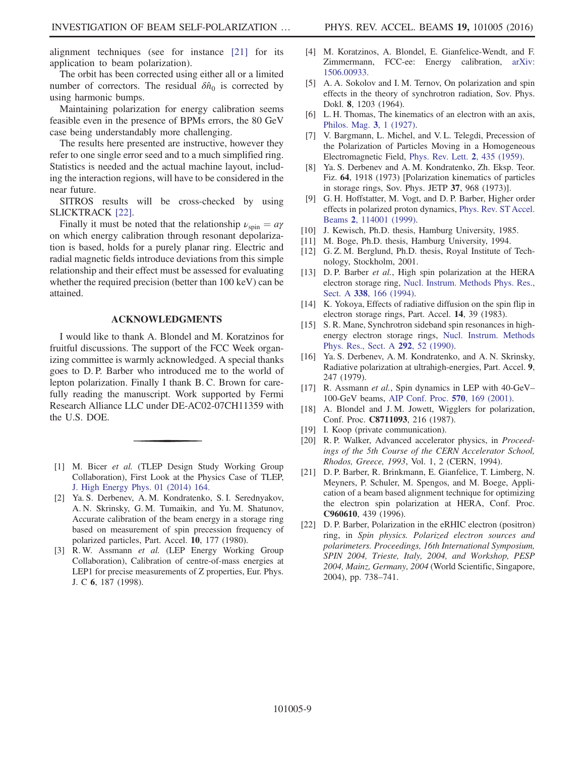alignment techniques (see for instance [21] for its application to beam polarization).

The orbit has been corrected using either all or a limited number of correctors. The residual $\delta\hat{n}_0$ is corrected by using harmonic bumps.

Maintaining polarization for energy calibration seems feasible even in the presence of BPMs errors, the 80 GeV case being understandably more challenging.

The results here presented are instructive, however they refer to one single error seed and to a much simplified ring. Statistics is needed and the actual machine layout, including the interaction regions, will have to be considered in the near future.

SITROS results will be cross-checked by using SLICKTRACK [22].

Finally it must be noted that the relationship $\nu_{\rm spin} = a\gamma$ on which energy calibration through resonant depolarization is based, holds for a purely planar ring. Electric and radial magnetic fields introduce deviations from this simple relationship and their effect must be assessed for evaluating whether the required precision (better than 100 keV) can be attained.

## ACKNOWLEDGMENTS

I would like to thank A. Blondel and M. Koratzinos for fruitful discussions. The support of the FCC Week organizing committee is warmly acknowledged. A special thanks goes to D. P. Barber who introduced me to the world of lepton polarization. Finally I thank B. C. Brown for carefully reading the manuscript. Work supported by Fermi Research Alliance LLC under DE-AC02-07CH11359 with the U.S. DOE.

---

[1] M. Bicer *et al.* (TLEP Design Study Working Group Collaboration), First Look at the Physics Case of TLEP, J. High Energy Phys. 01 (2014) 164.

[2] Ya. S. Derbenev, A. M. Kondratenko, S. I. Serednyakov, A. N. Skrinsky, G. M. Tumaikin, and Yu. M. Shatunov, Accurate calibration of the beam energy in a storage ring based on measurement of spin precession frequency of polarized particles, Part. Accel. **10**, 177 (1980).

[3] R. W. Assmann *et al.* (LEP Energy Working Group Collaboration), Calibration of centre-of-mass energies at LEP1 for precise measurements of Z properties, Eur. Phys. J. C **6**, 187 (1998).

[4] M. Koratzinos, A. Blondel, E. Gianfelice-Wendt, and F. Zimmermann, FCC-ee: Energy calibration, arXiv: 1506.00933.

[5] A. A. Sokolov and I. M. Ternov, On polarization and spin effects in the theory of synchrotron radiation, Sov. Phys. Dokl. **8**, 1203 (1964).

[6] L. H. Thomas, The kinematics of an electron with an axis, Philos. Mag. **3**, 1 (1927).

[7] V. Bargmann, L. Michel, and V. L. Telegdi, Precession of the Polarization of Particles Moving in a Homogeneous Electromagnetic Field, Phys. Rev. Lett. **2**, 435 (1959).

[8] Ya. S. Derbenev and A. M. Kondratenko, Zh. Eksp. Teor. Fiz. **64**, 1918 (1973) [Polarization kinematics of particles in storage rings, Sov. Phys. JETP **37**, 968 (1973)].

[9] G. H. Hoffstatter, M. Vogt, and D. P. Barber, Higher order effects in polarized proton dynamics, Phys. Rev. ST Accel. Beams **2**, 114001 (1999).

[10] J. Kewisch, Ph.D. thesis, Hamburg University, 1985.

[11] M. Boge, Ph.D. thesis, Hamburg University, 1994.

[12] G. Z. M. Berglund, Ph.D. thesis, Royal Institute of Technology, Stockholm, 2001.

[13] D. P. Barber *et al.*, High spin polarization at the HERA electron storage ring, Nucl. Instrum. Methods Phys. Res., Sect. A **338**, 166 (1994).

[14] K. Yokoya, Effects of radiative diffusion on the spin flip in electron storage rings, Part. Accel. **14**, 39 (1983).

[15] S. R. Mane, Synchrotron sideband spin resonances in high-energy electron storage rings, Nucl. Instrum. Methods Phys. Res., Sect. A **292**, 52 (1990).

[16] Ya. S. Derbenev, A. M. Kondratenko, and A. N. Skrinsky, Radiative polarization at ultrahigh-energies, Part. Accel. **9**, 247 (1979).

[17] R. Assmann *et al.*, Spin dynamics in LEP with 40-GeV–100-GeV beams, AIP Conf. Proc. **570**, 169 (2001).

[18] A. Blondel and J. M. Jowett, Wigglers for polarization, Conf. Proc. **C8711093**, 216 (1987).

[19] I. Koop (private communication).

[20] R. P. Walker, Advanced accelerator physics, in *Proceedings of the 5th Course of the CERN Accelerator School, Rhodos, Greece, 1993*, Vol. 1, 2 (CERN, 1994).

[21] D. P. Barber, R. Brinkmann, E. Gianfelice, T. Limberg, N. Meyners, P. Schuler, M. Spengos, and M. Boege, Application of a beam based alignment technique for optimizing the electron spin polarization at HERA, Conf. Proc. **C960610**, 439 (1996).

[22] D. P. Barber, Polarization in the eRHIC electron (positron) ring, in *Spin physics. Polarized electron sources and polarimeters. Proceedings, 16th International Symposium, SPIN 2004, Trieste, Italy, 2004, and Workshop, PESP 2004, Mainz, Germany, 2004* (World Scientific, Singapore, 2004), pp. 738–741.